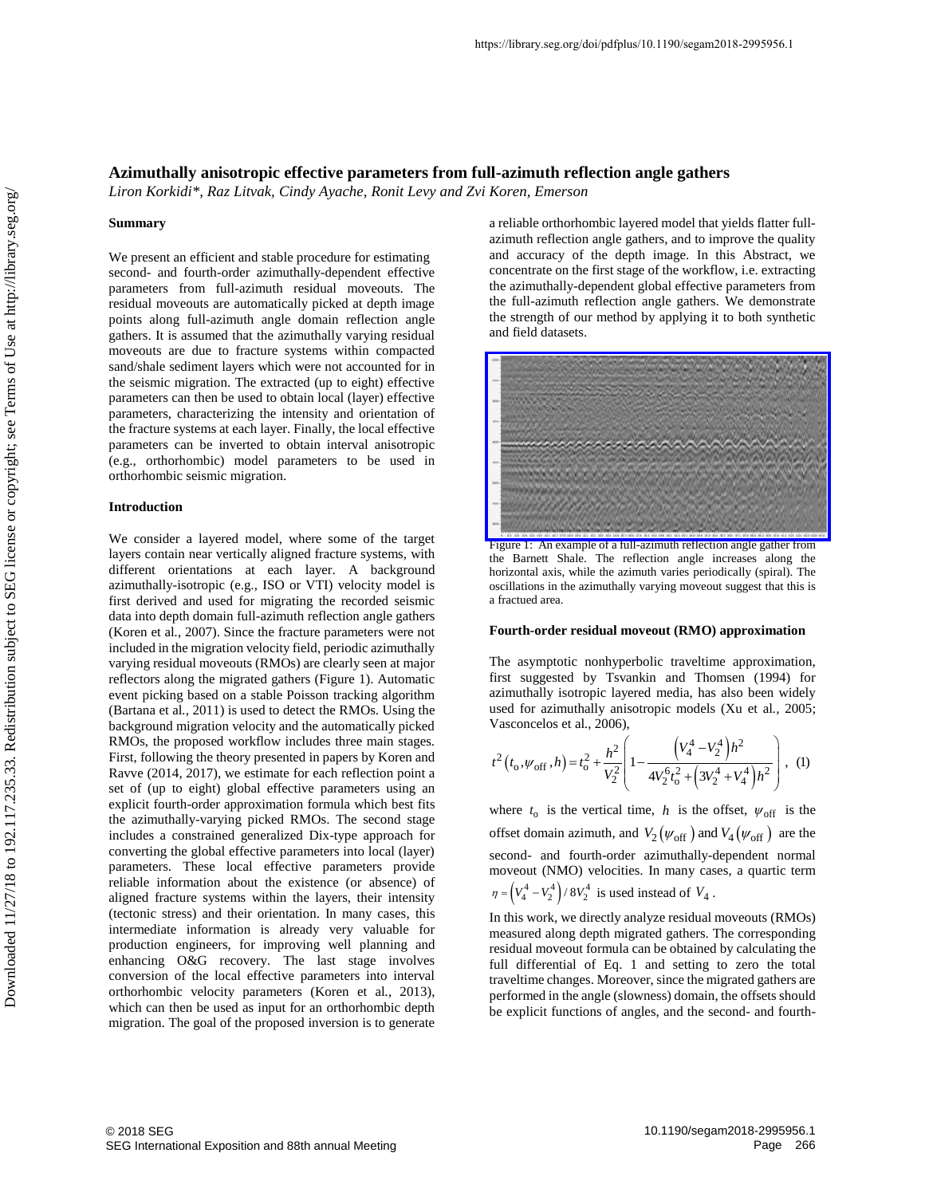# Azimuthally anisotropic effective parameters from full-azimuth reflection angle gathers

*Liron Korkidi\*, Raz Litvak, Cindy Ayache, Ronit Levy and Zvi Koren, Emerson*

## Summary

We present an efficient and stable procedure for estimating second- and fourth-order azimuthally-dependent effective parameters from full-azimuth residual moveouts. The residual moveouts are automatically picked at depth image points along full-azimuth angle domain reflection angle gathers. It is assumed that the azimuthally varying residual moveouts are due to fracture systems within compacted sand/shale sediment layers which were not accounted for in the seismic migration. The extracted (up to eight) effective parameters can then be used to obtain local (layer) effective parameters, characterizing the intensity and orientation of the fracture systems at each layer. Finally, the local effective parameters can be inverted to obtain interval anisotropic (e.g., orthorhombic) model parameters to be used in orthorhombic seismic migration.

## Introduction

We consider a layered model, where some of the target layers contain near vertically aligned fracture systems, with different orientations at each layer. A background azimuthally-isotropic (e.g., ISO or VTI) velocity model is first derived and used for migrating the recorded seismic data into depth domain full-azimuth reflection angle gathers (Koren et al., 2007). Since the fracture parameters were not included in the migration velocity field, periodic azimuthally varying residual moveouts (RMOs) are clearly seen at major reflectors along the migrated gathers (Figure 1). Automatic event picking based on a stable Poisson tracking algorithm (Bartana et al., 2011) is used to detect the RMOs. Using the background migration velocity and the automatically picked RMOs, the proposed workflow includes three main stages. First, following the theory presented in papers by Koren and Ravve (2014, 2017), we estimate for each reflection point a set of (up to eight) global effective parameters using an explicit fourth-order approximation formula which best fits the azimuthally-varying picked RMOs. The second stage includes a constrained generalized Dix-type approach for converting the global effective parameters into local (layer) parameters. These local effective parameters provide reliable information about the existence (or absence) of aligned fracture systems within the layers, their intensity (tectonic stress) and their orientation. In many cases, this intermediate information is already very valuable for production engineers, for improving well planning and enhancing O&G recovery. The last stage involves conversion of the local effective parameters into interval orthorhombic velocity parameters (Koren et al., 2013), which can then be used as input for an orthorhombic depth migration. The goal of the proposed inversion is to generate a reliable orthorhombic layered model that yields flatter full-azimuth reflection angle gathers, and to improve the quality and accuracy of the depth image. In this Abstract, we concentrate on the first stage of the workflow, i.e. extracting the azimuthally-dependent global effective parameters from the full-azimuth reflection angle gathers. We demonstrate the strength of our method by applying it to both synthetic and field datasets.

Figure 1: An example of a full-azimuth reflection angle gather from the Barnett Shale. The reflection angle increases along the horizontal axis, while the azimuth varies periodically (spiral). The oscillations in the azimuthally varying moveout suggest that this is a fractued area.

## Fourth-order residual moveout (RMO) approximation

The asymptotic nonhyperbolic traveltime approximation, first suggested by Tsvankin and Thomsen (1994) for azimuthally isotropic layered media, has also been widely used for azimuthally anisotropic models (Xu et al., 2005; Vasconcelos et al., 2006),

$$t^2\left(t_o,\psi_{\text{off}},h\right)=t_o^2+\frac{h^2}{V_2^2}\left(1-\frac{\left(V_4^4-V_2^4\right)h^2}{4V_2^6t_o^2+\left(3V_2^4+V_4^4\right)h^2}\right),\quad (1)$$

where $t_o$ is the vertical time, $h$ is the offset, $\psi_{\text{off}}$ is the offset domain azimuth, and $V_2\left(\psi_{\text{off}}\right)$ and $V_4\left(\psi_{\text{off}}\right)$ are the second- and fourth-order azimuthally-dependent normal moveout (NMO) velocities. In many cases, a quartic term $\eta=\left(V_4^4-V_2^4\right)/8V_2^4$ is used instead of $V_4$.

In this work, we directly analyze residual moveouts (RMOs) measured along depth migrated gathers. The corresponding residual moveout formula can be obtained by calculating the full differential of Eq. 1 and setting to zero the total traveltime changes. Moreover, since the migrated gathers are performed in the angle (slowness) domain, the offsets should be explicit functions of angles, and the second- and fourth-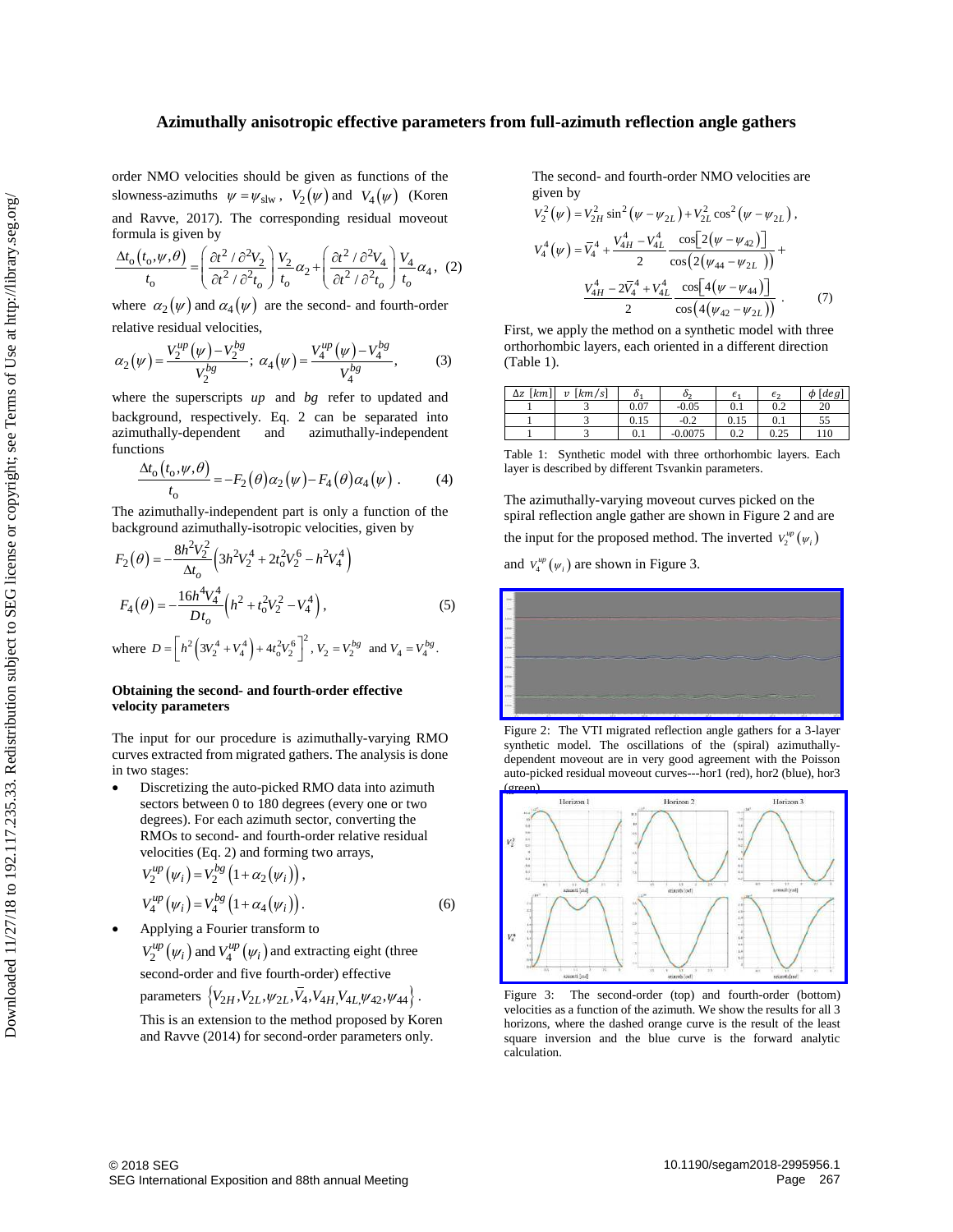order NMO velocities should be given as functions of the slowness-azimuths $\psi = \psi_{\text{slw}}$, $V_2(\psi)$ and $V_4(\psi)$ (Koren and Ravve, 2017). The corresponding residual moveout formula is given by

$$\frac{\Delta t_o(t_o,\psi,\theta)}{t_o} = \left(\frac{\partial t^2/\partial^2 V_2}{\partial t^2/\partial^2 t_o}\right)\frac{V_2}{t_o}\alpha_2 + \left(\frac{\partial t^2/\partial^2 V_4}{\partial t^2/\partial^2 t_o}\right)\frac{V_4}{t_o}\alpha_4, \quad (2)$$

where $\alpha_2(\psi)$ and $\alpha_4(\psi)$ are the second- and fourth-order relative residual velocities,

$$\alpha_2(\psi) = \frac{V_2^{up}(\psi) - V_2^{bg}}{V_2^{bg}}; \; \alpha_4(\psi) = \frac{V_4^{up}(\psi) - V_4^{bg}}{V_4^{bg}}, \quad (3)$$

where the superscripts *up* and *bg* refer to updated and background, respectively. Eq. 2 can be separated into azimuthally-dependent and azimuthally-independent functions

$$\frac{\Delta t_o(t_o,\psi,\theta)}{t_o} = -F_2(\theta)\alpha_2(\psi) - F_4(\theta)\alpha_4(\psi) \; . \quad (4)$$

The azimuthally-independent part is only a function of the background azimuthally-isotropic velocities, given by

$$F_2(\theta) = -\frac{8h^2V_2^2}{\Delta t_o}\left(3h^2V_2^4 + 2t_o^2V_2^6 - h^2V_4^4\right)$$

$$F_4(\theta) = -\frac{16h^4V_4^4}{Dt_o}\left(h^2 + t_o^2V_2^2 - V_4^4\right), \quad (5)$$

where $D = \left[h^2\left(3V_2^4 + V_4^4\right) + 4t_o^2V_2^6\right]^2$, $V_2 = V_2^{bg}$ and $V_4 = V_4^{bg}$.

### Obtaining the second- and fourth-order effective velocity parameters

The input for our procedure is azimuthally-varying RMO curves extracted from migrated gathers. The analysis is done in two stages:

- Discretizing the auto-picked RMO data into azimuth sectors between 0 to 180 degrees (every one or two degrees). For each azimuth sector, converting the RMOs to second- and fourth-order relative residual velocities (Eq. 2) and forming two arrays,

$$V_2^{up}(\psi_i) = V_2^{bg}\left(1 + \alpha_2(\psi_i)\right),$$
$$V_4^{up}(\psi_i) = V_4^{bg}\left(1 + \alpha_4(\psi_i)\right). \quad (6)$$

- Applying a Fourier transform to $V_2^{up}(\psi_i)$ and $V_4^{up}(\psi_i)$ and extracting eight (three second-order and five fourth-order) effective parameters $\left\{V_{2H}, V_{2L}, \psi_{2L}, \bar{V}_4, V_{4H}, V_{4L}, \psi_{42}, \psi_{44}\right\}$.

  This is an extension to the method proposed by Koren and Ravve (2014) for second-order parameters only.

The second- and fourth-order NMO velocities are given by

$$V_2^2(\psi) = V_{2H}^2 \sin^2(\psi - \psi_{2L}) + V_{2L}^2 \cos^2(\psi - \psi_{2L}),$$

$$V_4^4(\psi) = \bar{V}_4^4 + \frac{V_{4H}^4 - V_{4L}^4}{2}\frac{\cos\left[2(\psi - \psi_{42})\right]}{\cos\left(2(\psi_{44} - \psi_{2L})\right)} +$$
$$\frac{V_{4H}^4 - 2\bar{V}_4^4 + V_{4L}^4}{2}\frac{\cos\left[4(\psi - \psi_{44})\right]}{\cos\left(4(\psi_{42} - \psi_{2L})\right)} \; . \quad (7)$$

First, we apply the method on a synthetic model with three orthorhombic layers, each oriented in a different direction (Table 1).

| $\Delta z\ [km]$ | $v\ [km/s]$ | $\delta_1$ | $\delta_2$ | $\epsilon_1$ | $\epsilon_2$ | $\phi\ [deg]$ |
|---|---|---|---|---|---|---|
| 1 | 3 | 0.07 | -0.05 | 0.1 | 0.2 | 20 |
| 1 | 3 | 0.15 | -0.2 | 0.15 | 0.1 | 55 |
| 1 | 3 | 0.1 | -0.0075 | 0.2 | 0.25 | 110 |

Table 1: Synthetic model with three orthorhombic layers. Each layer is described by different Tsvankin parameters.

The azimuthally-varying moveout curves picked on the spiral reflection angle gather are shown in Figure 2 and are the input for the proposed method. The inverted $V_2^{up}(\psi_i)$ and $V_4^{up}(\psi_i)$ are shown in Figure 3.

Figure 2: The VTI migrated reflection angle gathers for a 3-layer synthetic model. The oscillations of the (spiral) azimuthally-dependent moveout are in very good agreement with the Poisson auto-picked residual moveout curves---hor1 (red), hor2 (blue), hor3 (green).

Figure 3: The second-order (top) and fourth-order (bottom) velocities as a function of the azimuth. We show the results for all 3 horizons, where the dashed orange curve is the result of the least square inversion and the blue curve is the forward analytic calculation.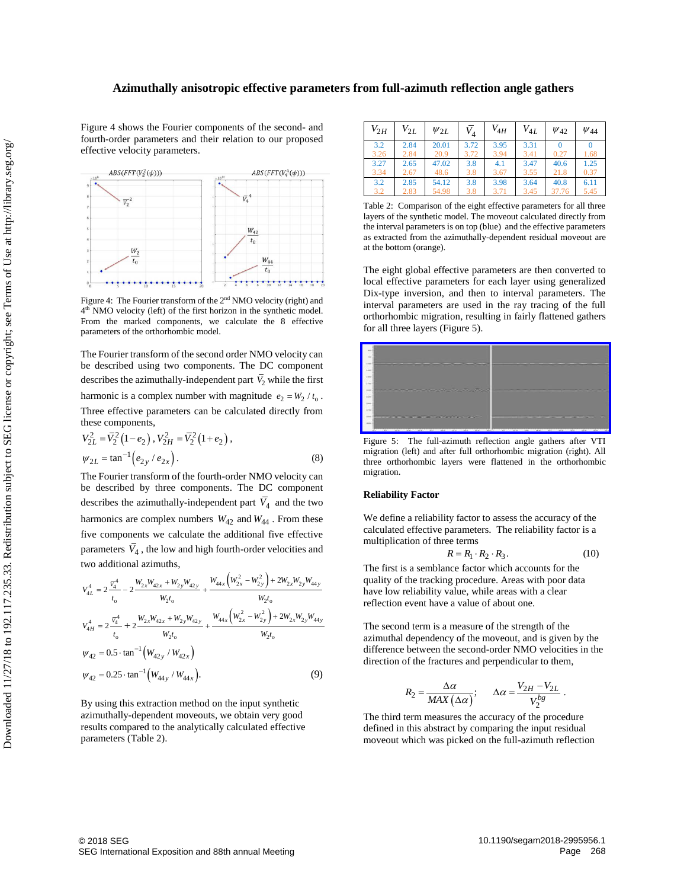## Azimuthally anisotropic effective parameters from full-azimuth reflection angle gathers

Figure 4 shows the Fourier components of the second- and fourth-order parameters and their relation to our proposed effective velocity parameters.

Figure 4: The Fourier transform of the 2[nd] NMO velocity (right) and 4[th] NMO velocity (left) of the first horizon in the synthetic model. From the marked components, we calculate the 8 effective parameters of the orthorhombic model.

The Fourier transform of the second order NMO velocity can be described using two components. The DC component describes the azimuthally-independent part $\bar{V}_2$ while the first harmonic is a complex number with magnitude $e_2 = W_2 / t_o$. Three effective parameters can be calculated directly from these components,

$$V_{2L}^2 = \bar{V}_2^2 \left(1 - e_2\right), \; V_{2H}^2 = \bar{V}_2^2 \left(1 + e_2\right),$$

$$\psi_{2L} = \tan^{-1}\left(e_{2y} / e_{2x}\right). \tag{8}$$

The Fourier transform of the fourth-order NMO velocity can be described by three components. The DC component describes the azimuthally-independent part $\bar{V}_4$ and the two harmonics are complex numbers $W_{42}$ and $W_{44}$. From these five components we calculate the additional five effective parameters $\bar{V}_4$, the low and high fourth-order velocities and two additional azimuths,

$$V_{4L}^4 = 2\frac{\bar{V}_4^4}{t_o} - 2\frac{W_{2x}W_{42x} + W_{2y}W_{42y}}{W_2 t_o} + \frac{W_{44x}\left(W_{2x}^2 - W_{2y}^2\right) + 2W_{2x}W_{2y}W_{44y}}{W_2 t_o}$$

$$V_{4H}^4 = 2\frac{\bar{V}_4^4}{t_o} + 2\frac{W_{2x}W_{42x} + W_{2y}W_{42y}}{W_2 t_o} + \frac{W_{44x}\left(W_{2x}^2 - W_{2y}^2\right) + 2W_{2x}W_{2y}W_{44y}}{W_2 t_o}$$

$$\psi_{42} = 0.5 \cdot \tan^{-1}\left(W_{42y} / W_{42x}\right)$$

$$\psi_{42} = 0.25 \cdot \tan^{-1}\left(W_{44y} / W_{44x}\right). \tag{9}$$

By using this extraction method on the input synthetic azimuthally-dependent moveouts, we obtain very good results compared to the analytically calculated effective parameters (Table 2).

| $V_{2H}$ | $V_{2L}$ | $\psi_{2L}$ | $\bar{V}_4$ | $V_{4H}$ | $V_{4L}$ | $\psi_{42}$ | $\psi_{44}$ |
|---|---|---|---|---|---|---|---|
| 3.2 | 2.84 | 20.01 | 3.72 | 3.95 | 3.31 | 0 | 0 |
| 3.26 | 2.84 | 20.9 | 3.72 | 3.94 | 3.41 | 0.27 | 1.68 |
| 3.27 | 2.65 | 47.02 | 3.8 | 4.1 | 3.47 | 40.6 | 1.25 |
| 3.34 | 2.67 | 48.6 | 3.8 | 3.67 | 3.55 | 21.8 | 0.37 |
| 3.2 | 2.85 | 54.12 | 3.8 | 3.98 | 3.64 | 40.8 | 6.11 |
| 3.2 | 2.83 | 54.98 | 3.8 | 3.71 | 3.45 | 37.76 | 5.45 |

Table 2: Comparison of the eight effective parameters for all three layers of the synthetic model. The moveout calculated directly from the interval parameters is on top (blue) and the effective parameters as extracted from the azimuthally-dependent residual moveout are at the bottom (orange).

The eight global effective parameters are then converted to local effective parameters for each layer using generalized Dix-type inversion, and then to interval parameters. The interval parameters are used in the ray tracing of the full orthorhombic migration, resulting in fairly flattened gathers for all three layers (Figure 5).

Figure 5: The full-azimuth reflection angle gathers after VTI migration (left) and after full orthorhombic migration (right). All three orthorhombic layers were flattened in the orthorhombic migration.

### Reliability Factor

We define a reliability factor to assess the accuracy of the calculated effective parameters. The reliability factor is a multiplication of three terms

$$R = R_1 \cdot R_2 \cdot R_3. \tag{10}$$

The first is a semblance factor which accounts for the quality of the tracking procedure. Areas with poor data have low reliability value, while areas with a clear reflection event have a value of about one.

The second term is a measure of the strength of the azimuthal dependency of the moveout, and is given by the difference between the second-order NMO velocities in the direction of the fractures and perpendicular to them,

$$R_2 = \frac{\Delta\alpha}{MAX\left(\Delta\alpha\right)}; \qquad \Delta\alpha = \frac{V_{2H} - V_{2L}}{V_2^{bg}}.$$

The third term measures the accuracy of the procedure defined in this abstract by comparing the input residual moveout which was picked on the full-azimuth reflection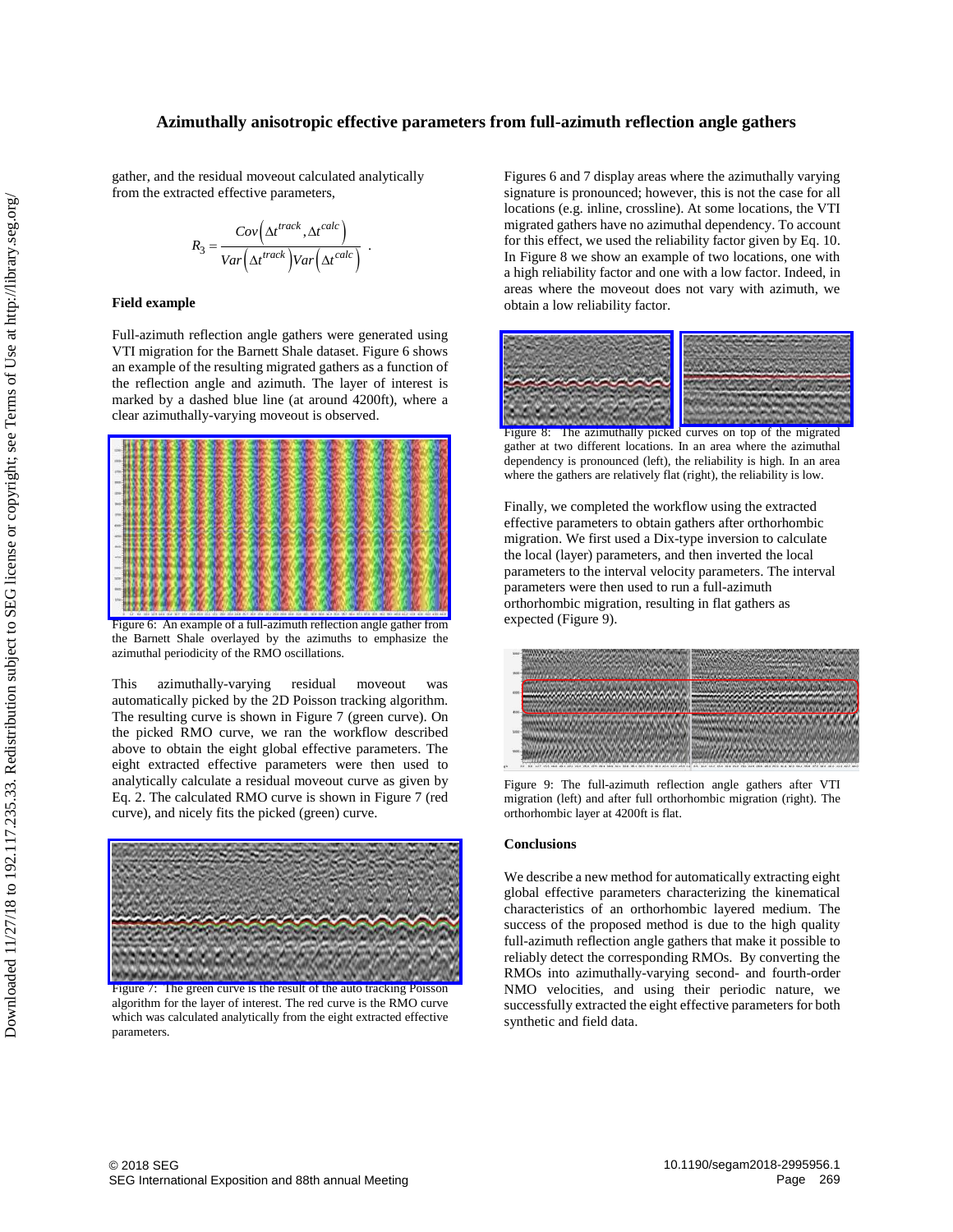gather, and the residual moveout calculated analytically from the extracted effective parameters,

$$R_3 = \frac{Cov\left(\Delta t^{track}, \Delta t^{calc}\right)}{Var\left(\Delta t^{track}\right) Var\left(\Delta t^{calc}\right)} \quad .$$

## Field example

Full-azimuth reflection angle gathers were generated using VTI migration for the Barnett Shale dataset. Figure 6 shows an example of the resulting migrated gathers as a function of the reflection angle and azimuth. The layer of interest is marked by a dashed blue line (at around 4200ft), where a clear azimuthally-varying moveout is observed.

Figure 6: An example of a full-azimuth reflection angle gather from the Barnett Shale overlayed by the azimuths to emphasize the azimuthal periodicity of the RMO oscillations.

This azimuthally-varying residual moveout was automatically picked by the 2D Poisson tracking algorithm. The resulting curve is shown in Figure 7 (green curve). On the picked RMO curve, we ran the workflow described above to obtain the eight global effective parameters. The eight extracted effective parameters were then used to analytically calculate a residual moveout curve as given by Eq. 2. The calculated RMO curve is shown in Figure 7 (red curve), and nicely fits the picked (green) curve.

Figure 7: The green curve is the result of the auto tracking Poisson algorithm for the layer of interest. The red curve is the RMO curve which was calculated analytically from the eight extracted effective parameters.

Figures 6 and 7 display areas where the azimuthally varying signature is pronounced; however, this is not the case for all locations (e.g. inline, crossline). At some locations, the VTI migrated gathers have no azimuthal dependency. To account for this effect, we used the reliability factor given by Eq. 10. In Figure 8 we show an example of two locations, one with a high reliability factor and one with a low factor. Indeed, in areas where the moveout does not vary with azimuth, we obtain a low reliability factor.

Figure 8: The azimuthally picked curves on top of the migrated gather at two different locations. In an area where the azimuthal dependency is pronounced (left), the reliability is high. In an area where the gathers are relatively flat (right), the reliability is low.

Finally, we completed the workflow using the extracted effective parameters to obtain gathers after orthorhombic migration. We first used a Dix-type inversion to calculate the local (layer) parameters, and then inverted the local parameters to the interval velocity parameters. The interval parameters were then used to run a full-azimuth orthorhombic migration, resulting in flat gathers as expected (Figure 9).

Figure 9: The full-azimuth reflection angle gathers after VTI migration (left) and after full orthorhombic migration (right). The orthorhombic layer at 4200ft is flat.

## Conclusions

We describe a new method for automatically extracting eight global effective parameters characterizing the kinematical characteristics of an orthorhombic layered medium. The success of the proposed method is due to the high quality full-azimuth reflection angle gathers that make it possible to reliably detect the corresponding RMOs. By converting the RMOs into azimuthally-varying second- and fourth-order NMO velocities, and using their periodic nature, we successfully extracted the eight effective parameters for both synthetic and field data.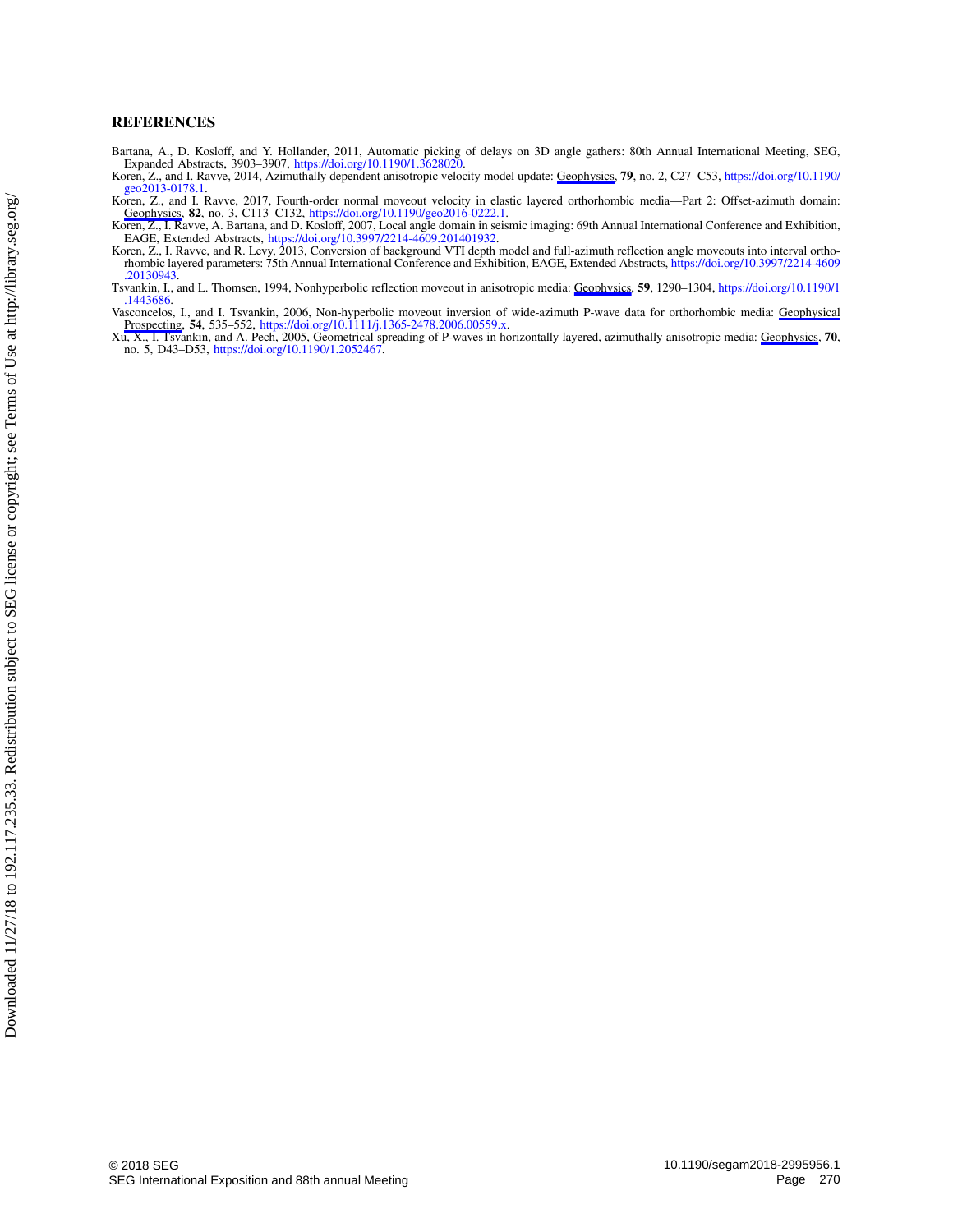## REFERENCES

Bartana, A., D. Kosloff, and Y. Hollander, 2011, Automatic picking of delays on 3D angle gathers: 80th Annual International Meeting, SEG, Expanded Abstracts, 3903–3907, https://doi.org/10.1190/1.3628020.

Koren, Z., and I. Ravve, 2014, Azimuthally dependent anisotropic velocity model update: Geophysics, **79**, no. 2, C27–C53, https://doi.org/10.1190/geo2013-0178.1.

Koren, Z., and I. Ravve, 2017, Fourth-order normal moveout velocity in elastic layered orthorhombic media—Part 2: Offset-azimuth domain: Geophysics, **82**, no. 3, C113–C132, https://doi.org/10.1190/geo2016-0222.1.

Koren, Z., I. Ravve, A. Bartana, and D. Kosloff, 2007, Local angle domain in seismic imaging: 69th Annual International Conference and Exhibition, EAGE, Extended Abstracts, https://doi.org/10.3997/2214-4609.201401932.

Koren, Z., I. Ravve, and R. Levy, 2013, Conversion of background VTI depth model and full-azimuth reflection angle moveouts into interval orthorhombic layered parameters: 75th Annual International Conference and Exhibition, EAGE, Extended Abstracts, https://doi.org/10.3997/2214-4609.20130943.

Tsvankin, I., and L. Thomsen, 1994, Nonhyperbolic reflection moveout in anisotropic media: Geophysics, **59**, 1290–1304, https://doi.org/10.1190/1.1443686.

Vasconcelos, I., and I. Tsvankin, 2006, Non-hyperbolic moveout inversion of wide-azimuth P-wave data for orthorhombic media: Geophysical Prospecting, **54**, 535–552, https://doi.org/10.1111/j.1365-2478.2006.00559.x.

Xu, X., I. Tsvankin, and A. Pech, 2005, Geometrical spreading of P-waves in horizontally layered, azimuthally anisotropic media: Geophysics, **70**, no. 5, D43–D53, https://doi.org/10.1190/1.2052467.